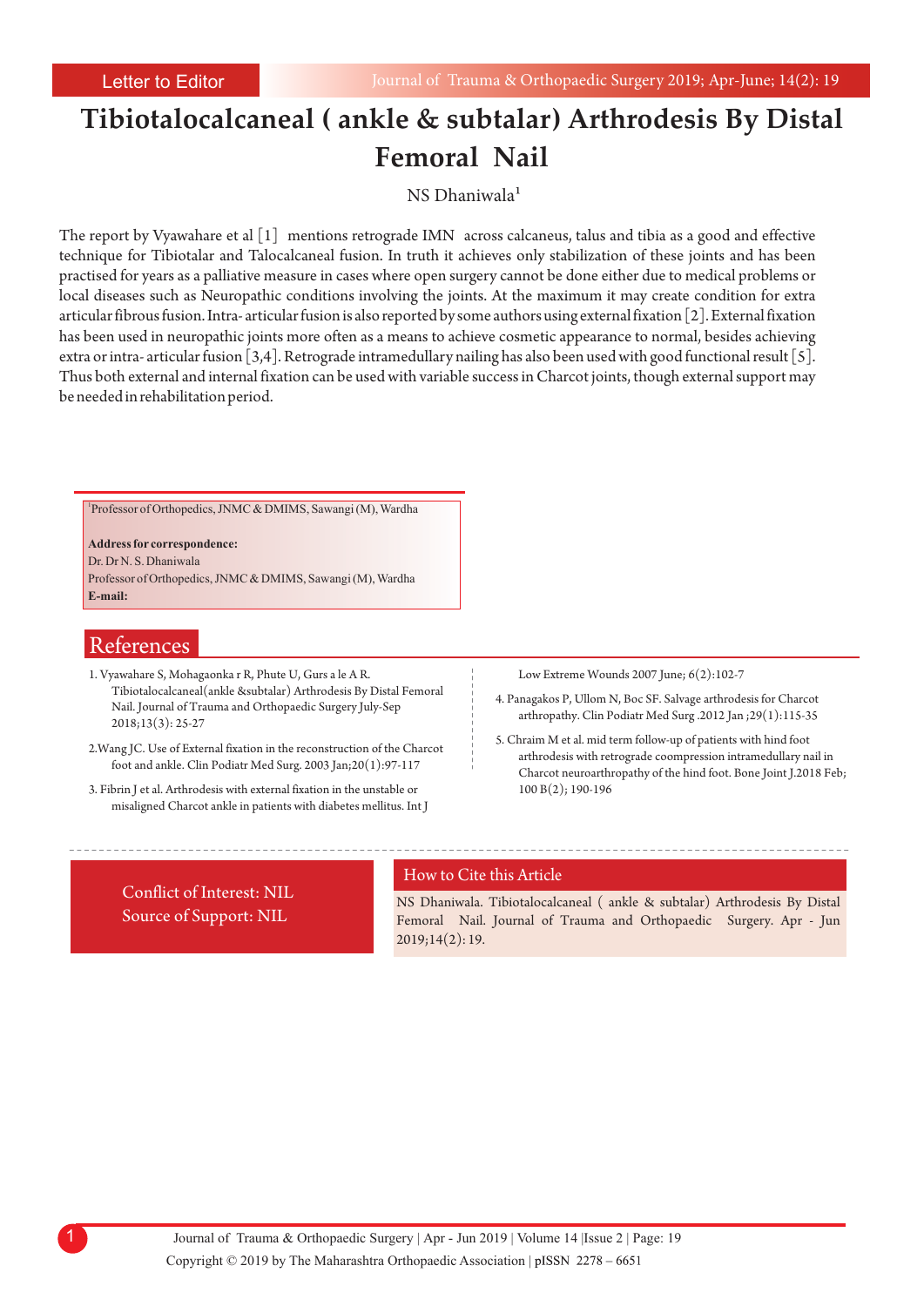Letter to Editor

# Tibiotalocalcaneal ( ankle & subtalar) Arthrodesis By Distal Femoral Nail

NS Dhaniwala[1]

The report by Vyawahare et al [1] mentions retrograde IMN across calcaneus, talus and tibia as a good and effective technique for Tibiotalar and Talocalcaneal fusion. In truth it achieves only stabilization of these joints and has been practised for years as a palliative measure in cases where open surgery cannot be done either due to medical problems or local diseases such as Neuropathic conditions involving the joints. At the maximum it may create condition for extra articular fibrous fusion. Intra- articular fusion is also reported by some authors using external fixation [2]. External fixation has been used in neuropathic joints more often as a means to achieve cosmetic appearance to normal, besides achieving extra or intra- articular fusion [3,4]. Retrograde intramedullary nailing has also been used with good functional result [5]. Thus both external and internal fixation can be used with variable success in Charcot joints, though external support may be needed in rehabilitation period.

[1]Professor of Orthopedics, JNMC & DMIMS, Sawangi (M), Wardha

**Address for correspondence:**
Dr. Dr N. S. Dhaniwala
Professor of Orthopedics, JNMC & DMIMS, Sawangi (M), Wardha
**E-mail:**

## References

1. Vyawahare S, Mohagaonka r R, Phute U, Gurs a le A R. Tibiotalocalcaneal(ankle &subtalar) Arthrodesis By Distal Femoral Nail. Journal of Trauma and Orthopaedic Surgery July-Sep 2018;13(3): 25-27
2. Wang JC. Use of External fixation in the reconstruction of the Charcot foot and ankle. Clin Podiatr Med Surg. 2003 Jan;20(1):97-117
3. Fibrin J et al. Arthrodesis with external fixation in the unstable or misaligned Charcot ankle in patients with diabetes mellitus. Int J Low Extreme Wounds 2007 June; 6(2):102-7
4. Panagakos P, Ullom N, Boc SF. Salvage arthrodesis for Charcot arthropathy. Clin Podiatr Med Surg .2012 Jan ;29(1):115-35
5. Chraim M et al. mid term follow-up of patients with hind foot arthrodesis with retrograde coompression intramedullary nail in Charcot neuroarthropathy of the hind foot. Bone Joint J.2018 Feb; 100 B(2); 190-196

Conflict of Interest: NIL
Source of Support: NIL

### How to Cite this Article

NS Dhaniwala. Tibiotalocalcaneal ( ankle & subtalar) Arthrodesis By Distal Femoral Nail. Journal of Trauma and Orthopaedic Surgery. Apr - Jun 2019;14(2): 19.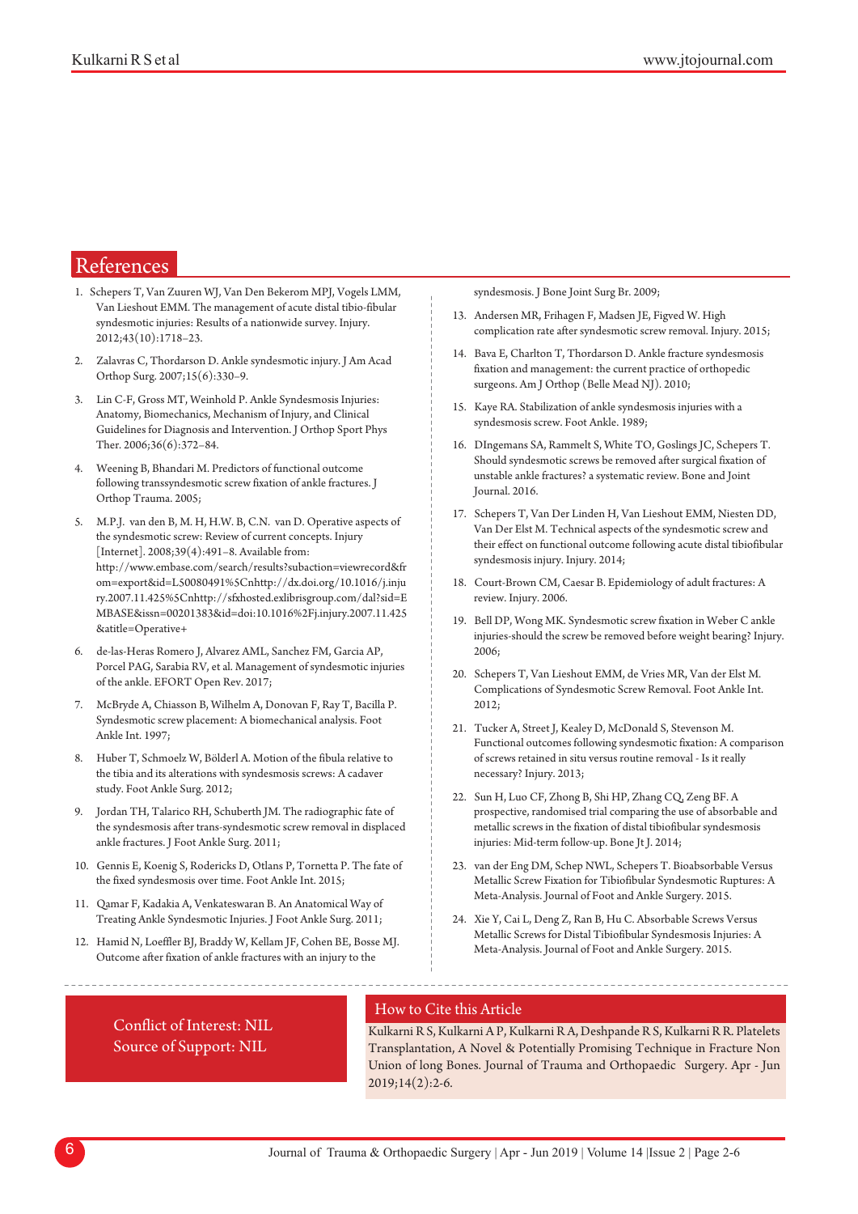## References

1. Schepers T, Van Zuuren WJ, Van Den Bekerom MPJ, Vogels LMM, Van Lieshout EMM. The management of acute distal tibio-fibular syndesmotic injuries: Results of a nationwide survey. Injury. 2012;43(10):1718–23.
2. Zalavras C, Thordarson D. Ankle syndesmotic injury. J Am Acad Orthop Surg. 2007;15(6):330–9.
3. Lin C-F, Gross MT, Weinhold P. Ankle Syndesmosis Injuries: Anatomy, Biomechanics, Mechanism of Injury, and Clinical Guidelines for Diagnosis and Intervention. J Orthop Sport Phys Ther. 2006;36(6):372–84.
4. Weening B, Bhandari M. Predictors of functional outcome following transsyndesmotic screw fixation of ankle fractures. J Orthop Trauma. 2005;
5. M.P.J. van den B, M. H, H.W. B, C.N. van D. Operative aspects of the syndesmotic screw: Review of current concepts. Injury [Internet]. 2008;39(4):491–8. Available from: http://www.embase.com/search/results?subaction=viewrecord&from=export&id=L50080491%5Cnhttp://dx.doi.org/10.1016/j.injury.2007.11.425%5Cnhttp://sfxhosted.exlibrisgroup.com/dal?sid=EMBASE&issn=00201383&id=doi:10.1016%2Fj.injury.2007.11.425&atitle=Operative+
6. de-las-Heras Romero J, Alvarez AML, Sanchez FM, Garcia AP, Porcel PAG, Sarabia RV, et al. Management of syndesmotic injuries of the ankle. EFORT Open Rev. 2017;
7. McBryde A, Chiasson B, Wilhelm A, Donovan F, Ray T, Bacilla P. Syndesmotic screw placement: A biomechanical analysis. Foot Ankle Int. 1997;
8. Huber T, Schmoelz W, Bölderl A. Motion of the fibula relative to the tibia and its alterations with syndesmosis screws: A cadaver study. Foot Ankle Surg. 2012;
9. Jordan TH, Talarico RH, Schuberth JM. The radiographic fate of the syndesmosis after trans-syndesmotic screw removal in displaced ankle fractures. J Foot Ankle Surg. 2011;
10. Gennis E, Koenig S, Rodericks D, Otlans P, Tornetta P. The fate of the fixed syndesmosis over time. Foot Ankle Int. 2015;
11. Qamar F, Kadakia A, Venkateswaran B. An Anatomical Way of Treating Ankle Syndesmotic Injuries. J Foot Ankle Surg. 2011;
12. Hamid N, Loeffler BJ, Braddy W, Kellam JF, Cohen BE, Bosse MJ. Outcome after fixation of ankle fractures with an injury to the syndesmosis. J Bone Joint Surg Br. 2009;
13. Andersen MR, Frihagen F, Madsen JE, Figved W. High complication rate after syndesmotic screw removal. Injury. 2015;
14. Bava E, Charlton T, Thordarson D. Ankle fracture syndesmosis fixation and management: the current practice of orthopedic surgeons. Am J Orthop (Belle Mead NJ). 2010;
15. Kaye RA. Stabilization of ankle syndesmosis injuries with a syndesmosis screw. Foot Ankle. 1989;
16. DIngemans SA, Rammelt S, White TO, Goslings JC, Schepers T. Should syndesmotic screws be removed after surgical fixation of unstable ankle fractures? a systematic review. Bone and Joint Journal. 2016.
17. Schepers T, Van Der Linden H, Van Lieshout EMM, Niesten DD, Van Der Elst M. Technical aspects of the syndesmotic screw and their effect on functional outcome following acute distal tibiofibular syndesmosis injury. Injury. 2014;
18. Court-Brown CM, Caesar B. Epidemiology of adult fractures: A review. Injury. 2006.
19. Bell DP, Wong MK. Syndesmotic screw fixation in Weber C ankle injuries-should the screw be removed before weight bearing? Injury. 2006;
20. Schepers T, Van Lieshout EMM, de Vries MR, Van der Elst M. Complications of Syndesmotic Screw Removal. Foot Ankle Int. 2012;
21. Tucker A, Street J, Kealey D, McDonald S, Stevenson M. Functional outcomes following syndesmotic fixation: A comparison of screws retained in situ versus routine removal - Is it really necessary? Injury. 2013;
22. Sun H, Luo CF, Zhong B, Shi HP, Zhang CQ, Zeng BF. A prospective, randomised trial comparing the use of absorbable and metallic screws in the fixation of distal tibiofibular syndesmosis injuries: Mid-term follow-up. Bone Jt J. 2014;
23. van der Eng DM, Schep NWL, Schepers T. Bioabsorbable Versus Metallic Screw Fixation for Tibiofibular Syndesmotic Ruptures: A Meta-Analysis. Journal of Foot and Ankle Surgery. 2015.
24. Xie Y, Cai L, Deng Z, Ran B, Hu C. Absorbable Screws Versus Metallic Screws for Distal Tibiofibular Syndesmosis Injuries: A Meta-Analysis. Journal of Foot and Ankle Surgery. 2015.

Conflict of Interest: NIL
Source of Support: NIL

### How to Cite this Article

Kulkarni R S, Kulkarni A P, Kulkarni R A, Deshpande R S, Kulkarni R R. Platelets Transplantation, A Novel & Potentially Promising Technique in Fracture Non Union of long Bones. Journal of Trauma and Orthopaedic Surgery. Apr - Jun 2019;14(2):2-6.